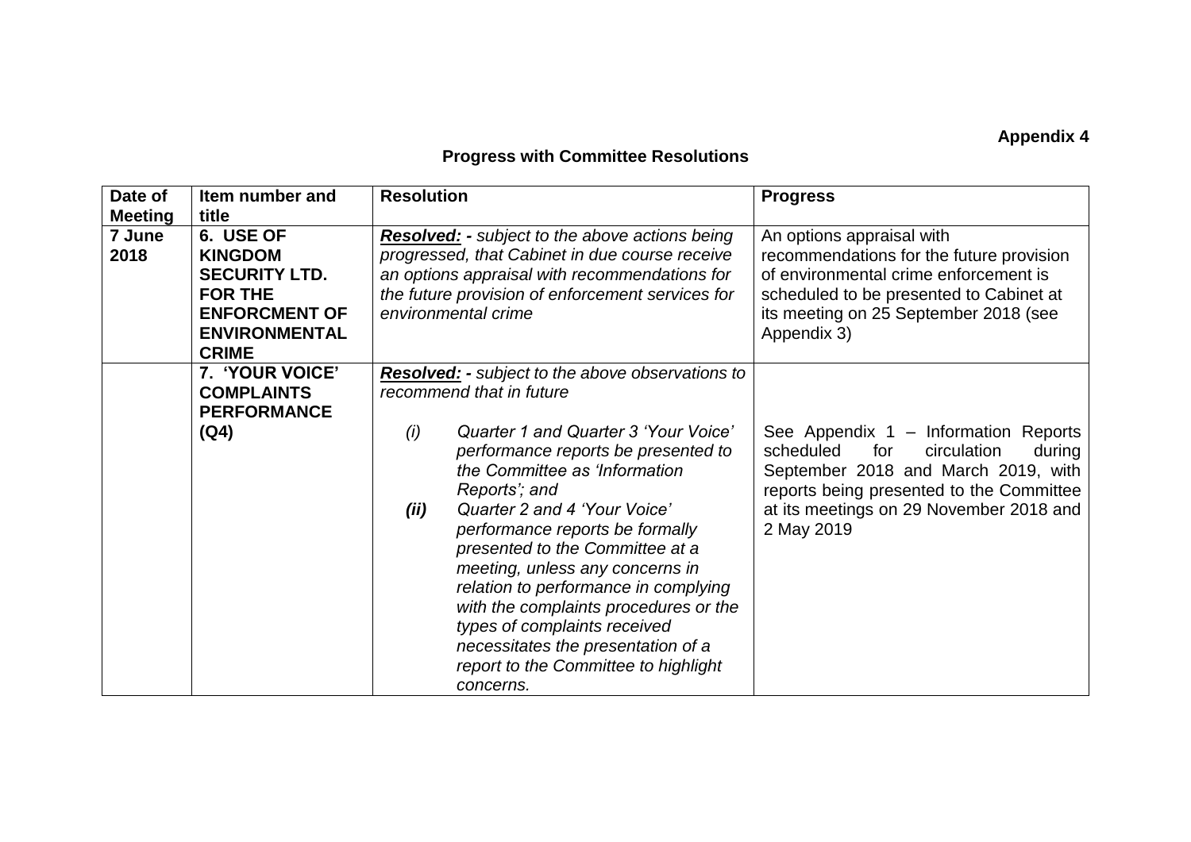**Appendix 4**

## Progress with Committee Resolutions

| Date of Meeting | Item number and title | Resolution | Progress |
|---|---|---|---|
| **7 June 2018** | **6. USE OF KINGDOM SECURITY LTD. FOR THE ENFORCMENT OF ENVIRONMENTAL CRIME** | ***Resolved:*** *- subject to the above actions being progressed, that Cabinet in due course receive an options appraisal with recommendations for the future provision of enforcement services for environmental crime* | An options appraisal with recommendations for the future provision of environmental crime enforcement is scheduled to be presented to Cabinet at its meeting on 25 September 2018 (see Appendix 3) |
| | **7. 'YOUR VOICE' COMPLAINTS PERFORMANCE (Q4)** | ***Resolved:*** *- subject to the above observations to recommend that in future*<br><br>*(i) Quarter 1 and Quarter 3 'Your Voice' performance reports be presented to the Committee as 'Information Reports'; and*<br>***(ii)*** *Quarter 2 and 4 'Your Voice' performance reports be formally presented to the Committee at a meeting, unless any concerns in relation to performance in complying with the complaints procedures or the types of complaints received necessitates the presentation of a report to the Committee to highlight concerns.* | See Appendix 1 – Information Reports scheduled for circulation during September 2018 and March 2019, with reports being presented to the Committee at its meetings on 29 November 2018 and 2 May 2019 |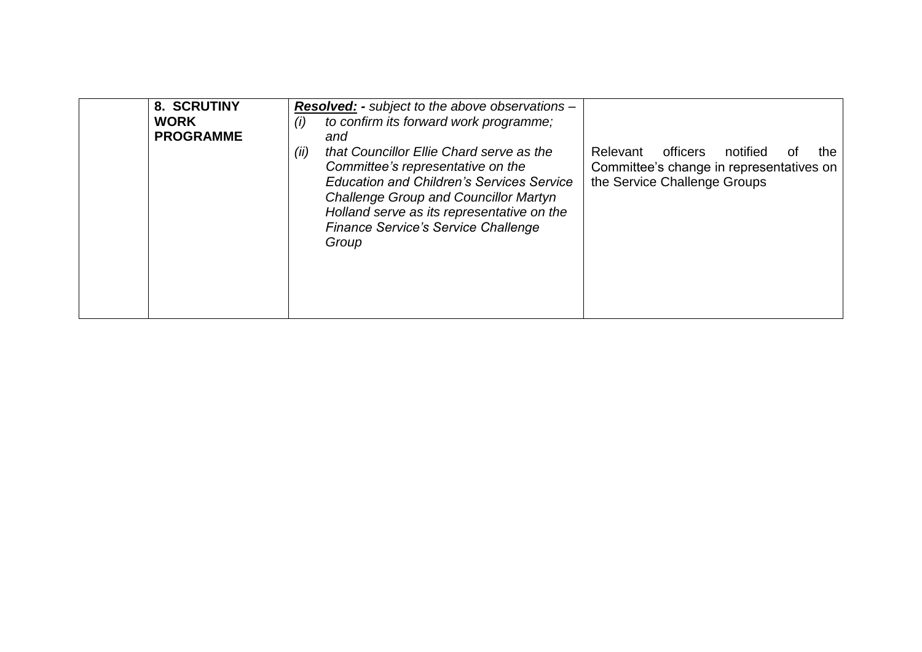| | | | |
|---|---|---|---|
| | **8. SCRUTINY WORK PROGRAMME** | ***Resolved:*** **-** *subject to the above observations –*<br>*(i) to confirm its forward work programme; and*<br>*(ii) that Councillor Ellie Chard serve as the Committee's representative on the Education and Children's Services Service Challenge Group and Councillor Martyn Holland serve as its representative on the Finance Service's Service Challenge Group* | Relevant officers notified of the Committee's change in representatives on the Service Challenge Groups |